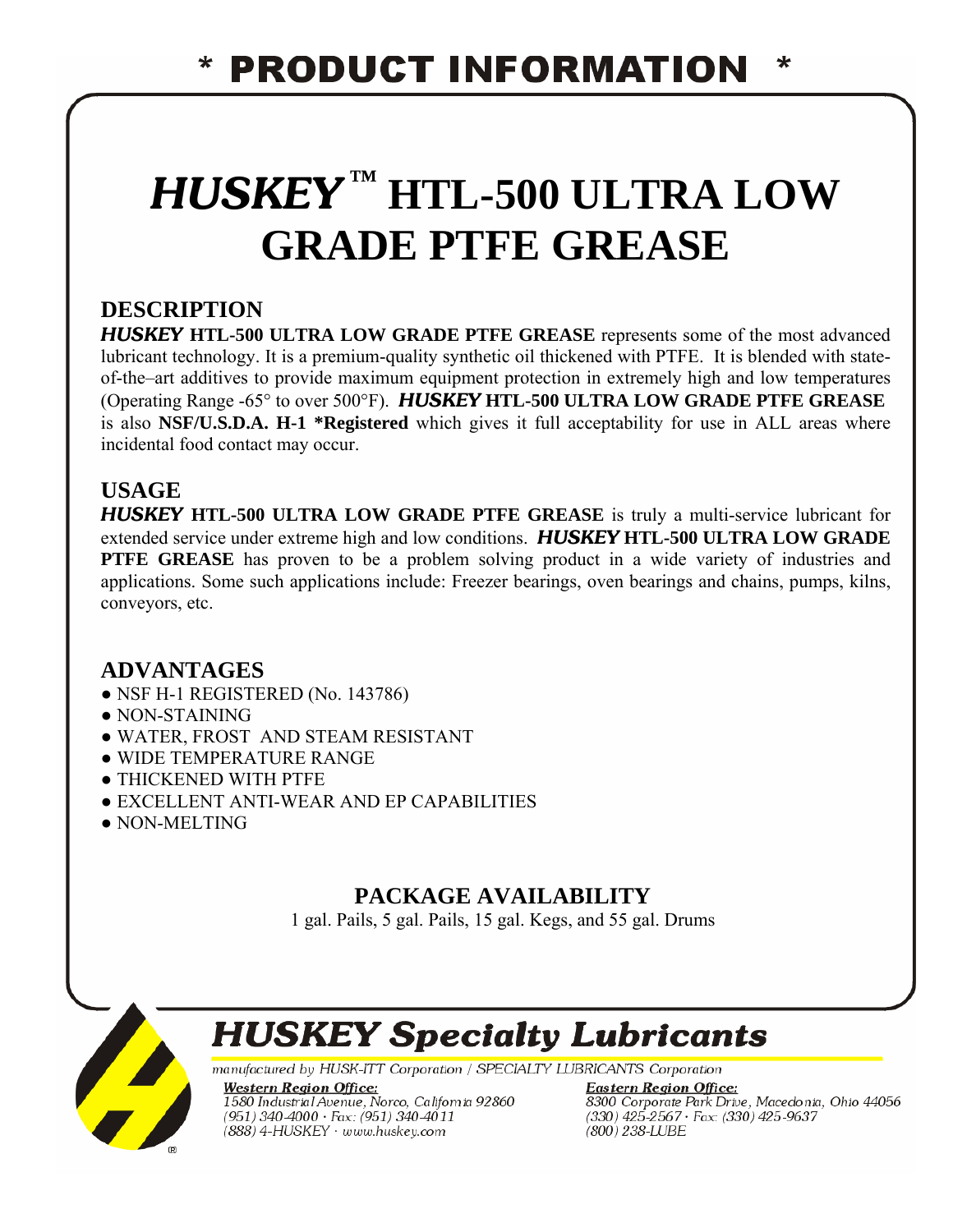# * PRODUCT INFORMATION *

# *HUSKEY*™ HTL-500 ULTRA LOW GRADE PTFE GREASE

## DESCRIPTION

***HUSKEY*** **HTL-500 ULTRA LOW GRADE PTFE GREASE** represents some of the most advanced lubricant technology. It is a premium-quality synthetic oil thickened with PTFE. It is blended with state-of-the–art additives to provide maximum equipment protection in extremely high and low temperatures (Operating Range -65° to over 500°F). ***HUSKEY*** **HTL-500 ULTRA LOW GRADE PTFE GREASE** is also **NSF/U.S.D.A. H-1 *Registered** which gives it full acceptability for use in ALL areas where incidental food contact may occur.

## USAGE

***HUSKEY*** **HTL-500 ULTRA LOW GRADE PTFE GREASE** is truly a multi-service lubricant for extended service under extreme high and low conditions. ***HUSKEY*** **HTL-500 ULTRA LOW GRADE PTFE GREASE** has proven to be a problem solving product in a wide variety of industries and applications. Some such applications include: Freezer bearings, oven bearings and chains, pumps, kilns, conveyors, etc.

## ADVANTAGES

- NSF H-1 REGISTERED (No. 143786)
- NON-STAINING
- WATER, FROST AND STEAM RESISTANT
- WIDE TEMPERATURE RANGE
- THICKENED WITH PTFE
- EXCELLENT ANTI-WEAR AND EP CAPABILITIES
- NON-MELTING

## PACKAGE AVAILABILITY

1 gal. Pails, 5 gal. Pails, 15 gal. Kegs, and 55 gal. Drums

**HUSKEY Specialty Lubricants**

*manufactured by HUSK-ITT Corporation / SPECIALTY LUBRICANTS Corporation*

***Western Region Office:***
*1580 Industrial Avenue, Norco, California 92860*
*(951) 340-4000 · Fax: (951) 340-4011*
*(888) 4-HUSKEY · www.huskey.com*

***Eastern Region Office:***
*8300 Corporate Park Drive, Macedonia, Ohio 44056*
*(330) 425-2567 · Fax: (330) 425-9637*
*(800) 238-LUBE*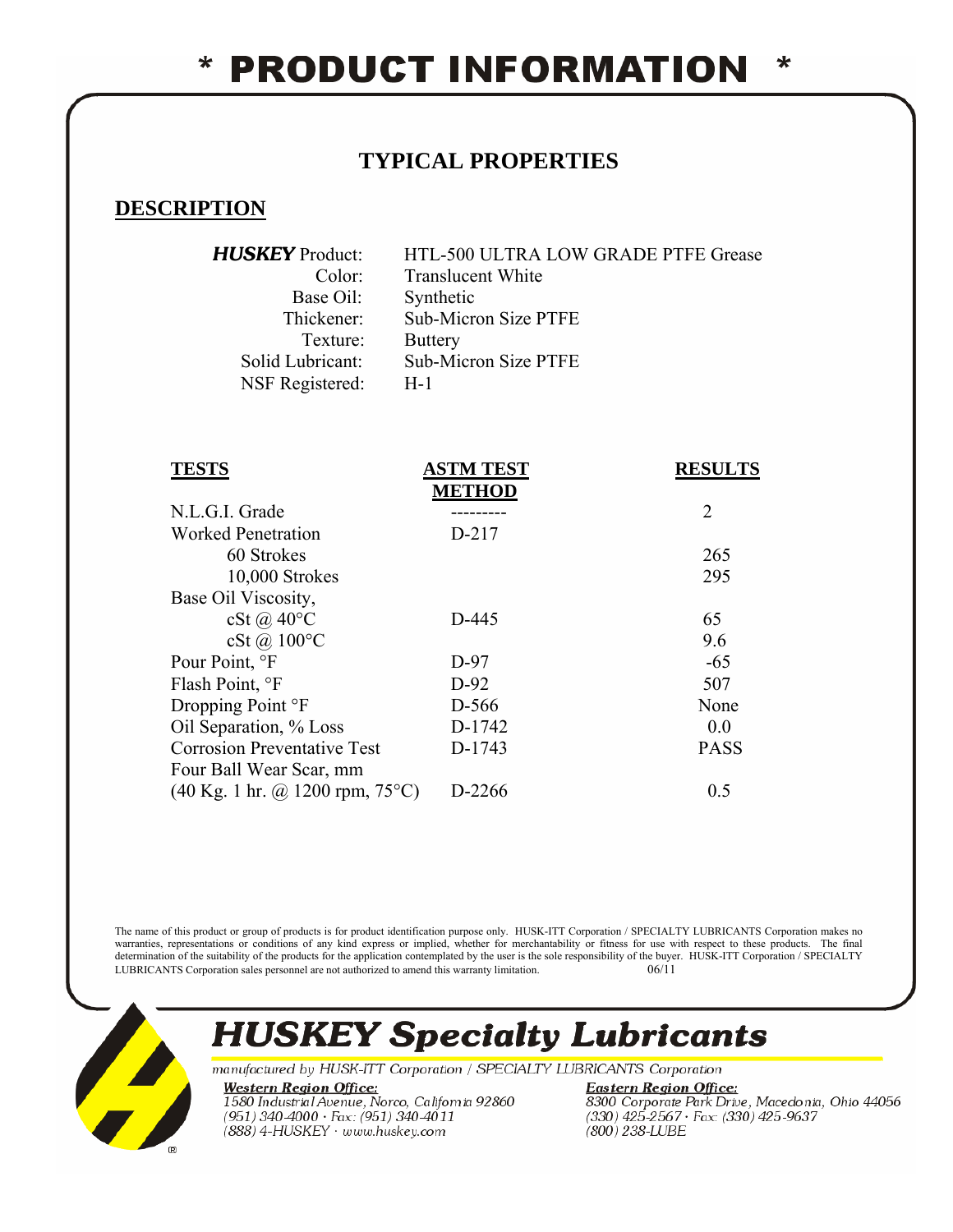# * PRODUCT INFORMATION *

## TYPICAL PROPERTIES

### DESCRIPTION

| | |
|---|---|
| ***HUSKEY*** Product: | HTL-500 ULTRA LOW GRADE PTFE Grease |
| Color: | Translucent White |
| Base Oil: | Synthetic |
| Thickener: | Sub-Micron Size PTFE |
| Texture: | Buttery |
| Solid Lubricant: | Sub-Micron Size PTFE |
| NSF Registered: | H-1 |

| TESTS | ASTM TEST METHOD | RESULTS |
|---|---|---|
| N.L.G.I. Grade | --------- | 2 |
| Worked Penetration | D-217 | |
| 60 Strokes | | 265 |
| 10,000 Strokes | | 295 |
| Base Oil Viscosity, | | |
| cSt @ 40°C | D-445 | 65 |
| cSt @ 100°C | | 9.6 |
| Pour Point, °F | D-97 | -65 |
| Flash Point, °F | D-92 | 507 |
| Dropping Point °F | D-566 | None |
| Oil Separation, % Loss | D-1742 | 0.0 |
| Corrosion Preventative Test | D-1743 | PASS |
| Four Ball Wear Scar, mm (40 Kg. 1 hr. @ 1200 rpm, 75°C) | D-2266 | 0.5 |

The name of this product or group of products is for product identification purpose only. HUSK-ITT Corporation / SPECIALTY LUBRICANTS Corporation makes no warranties, representations or conditions of any kind express or implied, whether for merchantability or fitness for use with respect to these products. The final determination of the suitability of the products for the application contemplated by the user is the sole responsibility of the buyer. HUSK-ITT Corporation / SPECIALTY LUBRICANTS Corporation sales personnel are not authorized to amend this warranty limitation. 06/11

## HUSKEY Specialty Lubricants

*manufactured by HUSK-ITT Corporation / SPECIALTY LUBRICANTS Corporation*

**Western Region Office:**
1580 Industrial Avenue, Norco, California 92860
(951) 340-4000 · Fax: (951) 340-4011
(888) 4-HUSKEY · www.huskey.com

**Eastern Region Office:**
8300 Corporate Park Drive, Macedonia, Ohio 44056
(330) 425-2567 · Fax: (330) 425-9637
(800) 238-LUBE